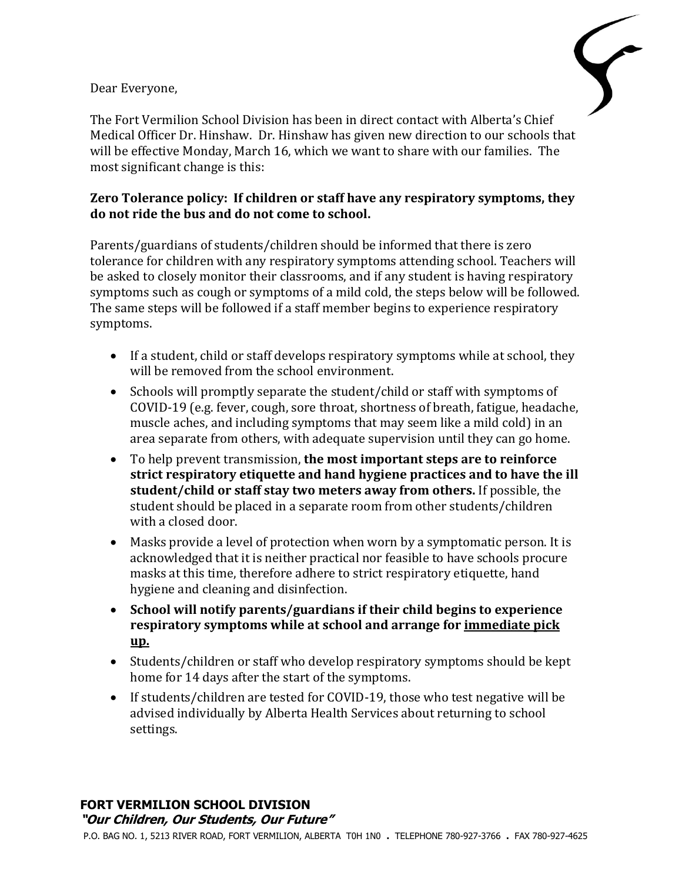Dear Everyone,

The Fort Vermilion School Division has been in direct contact with Alberta's Chief Medical Officer Dr. Hinshaw. Dr. Hinshaw has given new direction to our schools that will be effective Monday, March 16, which we want to share with our families. The most significant change is this:

**Zero Tolerance policy: If children or staff have any respiratory symptoms, they do not ride the bus and do not come to school.**

Parents/guardians of students/children should be informed that there is zero tolerance for children with any respiratory symptoms attending school. Teachers will be asked to closely monitor their classrooms, and if any student is having respiratory symptoms such as cough or symptoms of a mild cold, the steps below will be followed. The same steps will be followed if a staff member begins to experience respiratory symptoms.

- If a student, child or staff develops respiratory symptoms while at school, they will be removed from the school environment.
- Schools will promptly separate the student/child or staff with symptoms of COVID-19 (e.g. fever, cough, sore throat, shortness of breath, fatigue, headache, muscle aches, and including symptoms that may seem like a mild cold) in an area separate from others, with adequate supervision until they can go home.
- To help prevent transmission, **the most important steps are to reinforce strict respiratory etiquette and hand hygiene practices and to have the ill student/child or staff stay two meters away from others.** If possible, the student should be placed in a separate room from other students/children with a closed door.
- Masks provide a level of protection when worn by a symptomatic person. It is acknowledged that it is neither practical nor feasible to have schools procure masks at this time, therefore adhere to strict respiratory etiquette, hand hygiene and cleaning and disinfection.
- **School will notify parents/guardians if their child begins to experience respiratory symptoms while at school and arrange for <u>immediate pick up.</u>**
- Students/children or staff who develop respiratory symptoms should be kept home for 14 days after the start of the symptoms.
- If students/children are tested for COVID-19, those who test negative will be advised individually by Alberta Health Services about returning to school settings.

**FORT VERMILION SCHOOL DIVISION**
***"Our Children, Our Students, Our Future"***
P.O. BAG NO. 1, 5213 RIVER ROAD, FORT VERMILION, ALBERTA T0H 1N0 . TELEPHONE 780-927-3766 . FAX 780-927-4625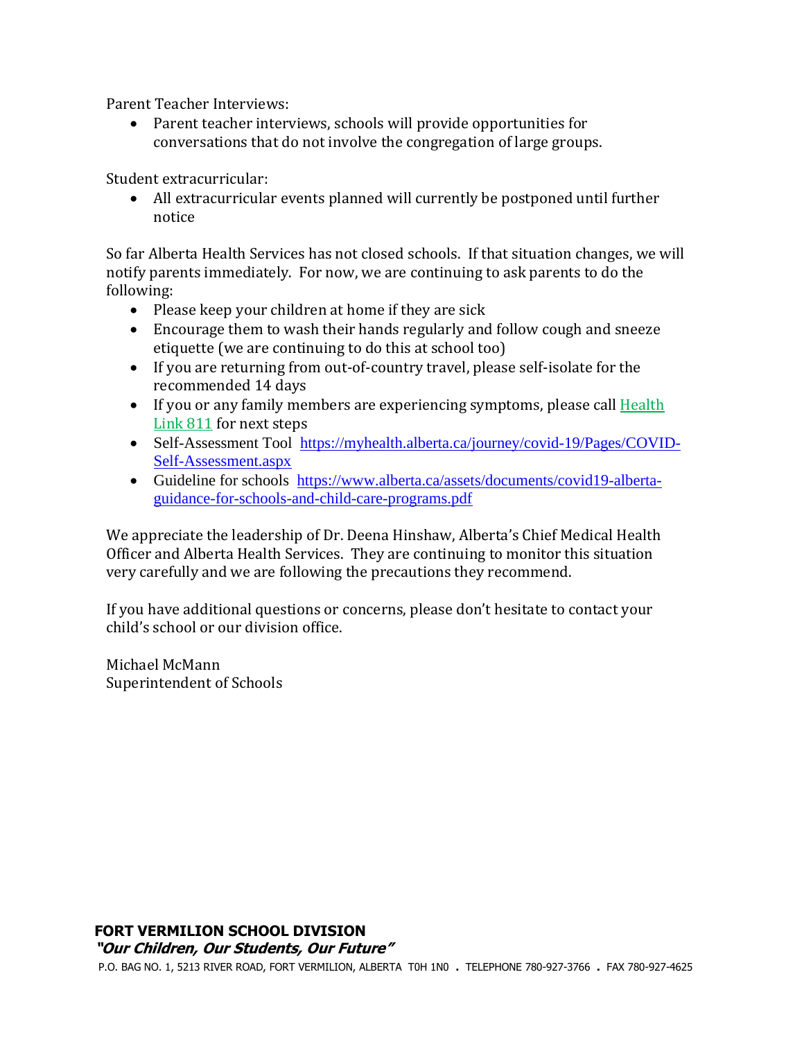Parent Teacher Interviews:

- Parent teacher interviews, schools will provide opportunities for conversations that do not involve the congregation of large groups.

Student extracurricular:

- All extracurricular events planned will currently be postponed until further notice

So far Alberta Health Services has not closed schools. If that situation changes, we will notify parents immediately. For now, we are continuing to ask parents to do the following:

- Please keep your children at home if they are sick
- Encourage them to wash their hands regularly and follow cough and sneeze etiquette (we are continuing to do this at school too)
- If you are returning from out-of-country travel, please self-isolate for the recommended 14 days
- If you or any family members are experiencing symptoms, please call Health Link 811 for next steps
- Self-Assessment Tool https://myhealth.alberta.ca/journey/covid-19/Pages/COVID-Self-Assessment.aspx
- Guideline for schools https://www.alberta.ca/assets/documents/covid19-alberta-guidance-for-schools-and-child-care-programs.pdf

We appreciate the leadership of Dr. Deena Hinshaw, Alberta's Chief Medical Health Officer and Alberta Health Services. They are continuing to monitor this situation very carefully and we are following the precautions they recommend.

If you have additional questions or concerns, please don't hesitate to contact your child's school or our division office.

Michael McMann
Superintendent of Schools

**FORT VERMILION SCHOOL DIVISION**
***"Our Children, Our Students, Our Future"***
P.O. BAG NO. 1, 5213 RIVER ROAD, FORT VERMILION, ALBERTA T0H 1N0 . TELEPHONE 780-927-3766 . FAX 780-927-4625